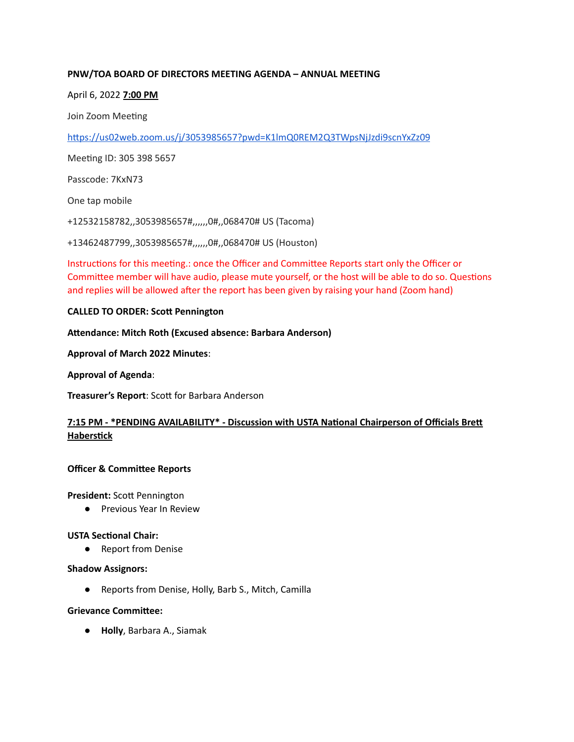**PNW/TOA BOARD OF DIRECTORS MEETING AGENDA – ANNUAL MEETING**

April 6, 2022 **7:00 PM**

Join Zoom Meeting

https://us02web.zoom.us/j/3053985657?pwd=K1lmQ0REM2Q3TWpsNjJzdi9scnYxZz09

Meeting ID: 305 398 5657

Passcode: 7KxN73

One tap mobile

+12532158782,,3053985657#,,,,,,0#,,068470# US (Tacoma)

+13462487799,,3053985657#,,,,,,0#,,068470# US (Houston)

Instructions for this meeting.: once the Officer and Committee Reports start only the Officer or Committee member will have audio, please mute yourself, or the host will be able to do so. Questions and replies will be allowed after the report has been given by raising your hand (Zoom hand)

**CALLED TO ORDER: Scott Pennington**

**Attendance: Mitch Roth (Excused absence: Barbara Anderson)**

**Approval of March 2022 Minutes**:

**Approval of Agenda**:

**Treasurer's Report**: Scott for Barbara Anderson

**7:15 PM - *PENDING AVAILABILITY* - Discussion with USTA National Chairperson of Officials Brett Haberstick**

**Officer & Committee Reports**

**President:** Scott Pennington

- Previous Year In Review

**USTA Sectional Chair:**

- Report from Denise

**Shadow Assignors:**

- Reports from Denise, Holly, Barb S., Mitch, Camilla

**Grievance Committee:**

- **Holly**, Barbara A., Siamak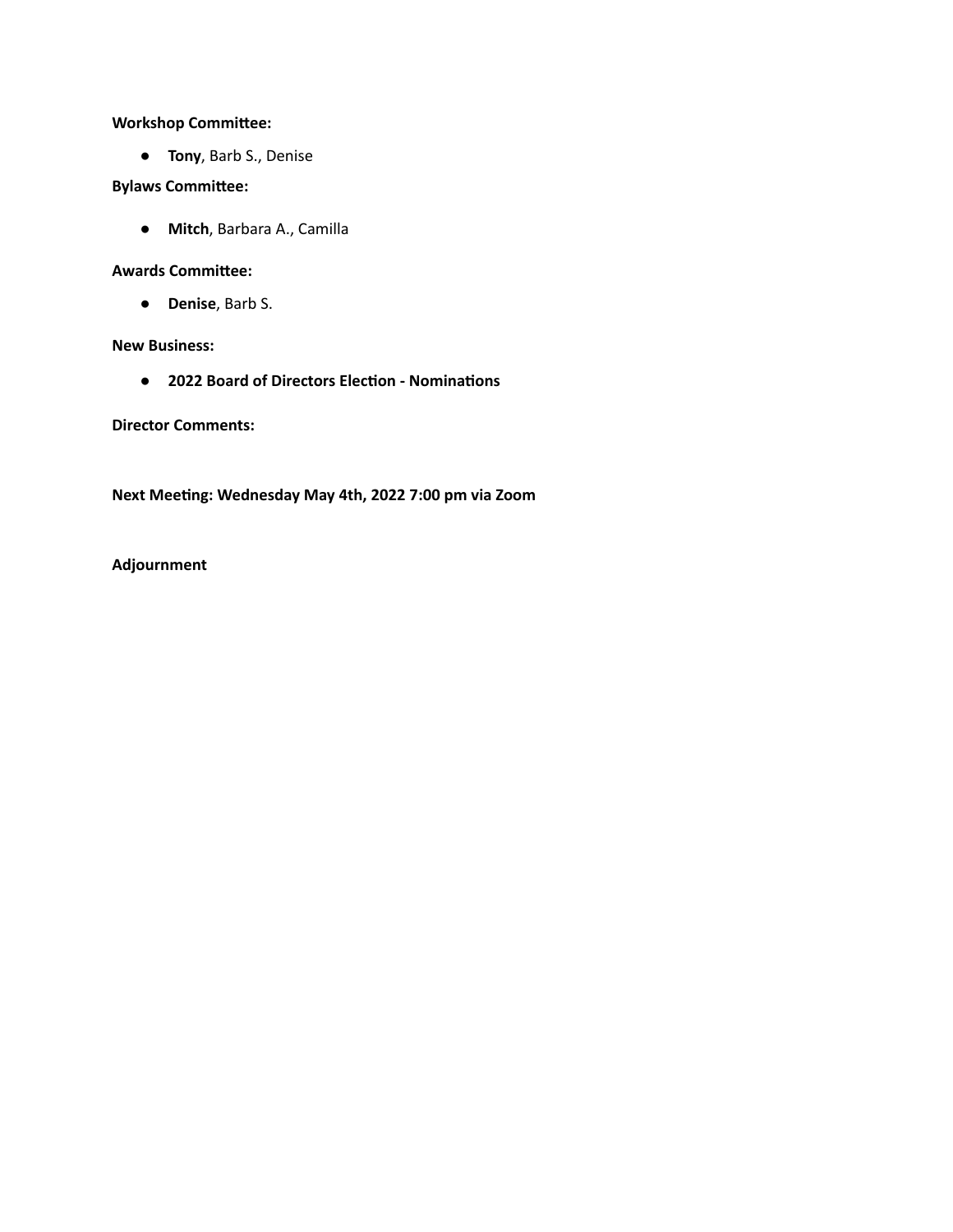**Workshop Committee:**

- **Tony**, Barb S., Denise

**Bylaws Committee:**

- **Mitch**, Barbara A., Camilla

**Awards Committee:**

- **Denise**, Barb S.

**New Business:**

- **2022 Board of Directors Election - Nominations**

**Director Comments:**

**Next Meeting: Wednesday May 4th, 2022 7:00 pm via Zoom**

**Adjournment**